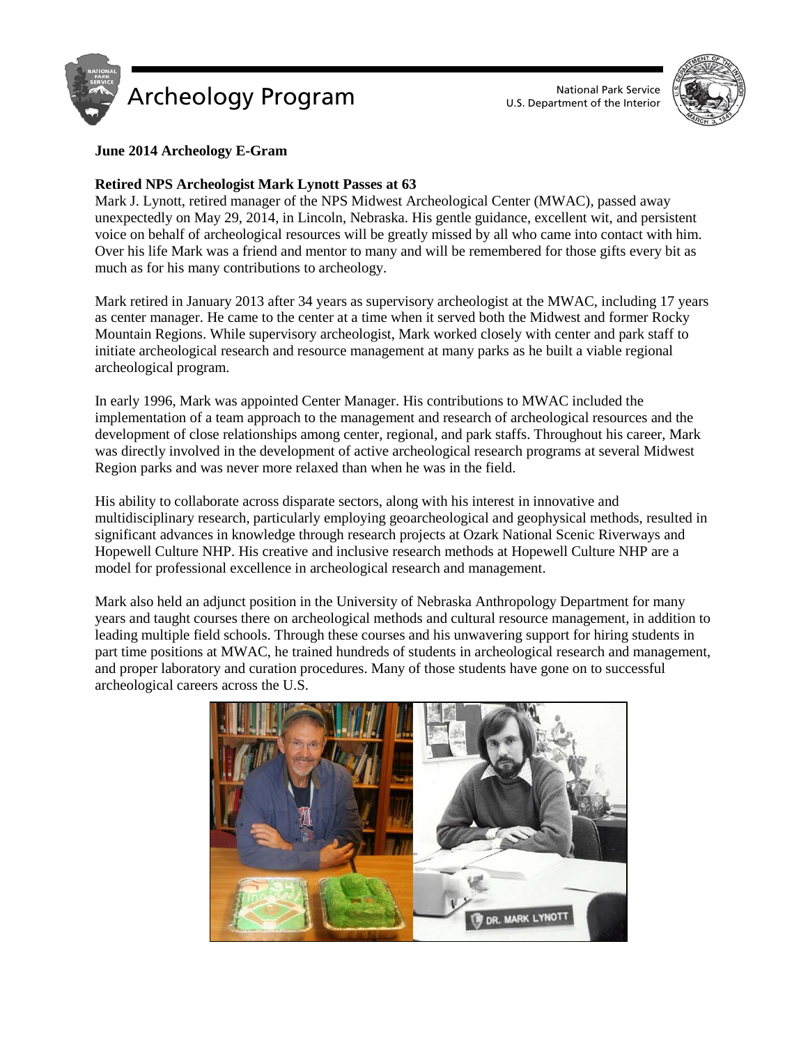# Archeology Program

National Park Service
U.S. Department of the Interior

**June 2014 Archeology E-Gram**

**Retired NPS Archeologist Mark Lynott Passes at 63**

Mark J. Lynott, retired manager of the NPS Midwest Archeological Center (MWAC), passed away unexpectedly on May 29, 2014, in Lincoln, Nebraska. His gentle guidance, excellent wit, and persistent voice on behalf of archeological resources will be greatly missed by all who came into contact with him. Over his life Mark was a friend and mentor to many and will be remembered for those gifts every bit as much as for his many contributions to archeology.

Mark retired in January 2013 after 34 years as supervisory archeologist at the MWAC, including 17 years as center manager. He came to the center at a time when it served both the Midwest and former Rocky Mountain Regions. While supervisory archeologist, Mark worked closely with center and park staff to initiate archeological research and resource management at many parks as he built a viable regional archeological program.

In early 1996, Mark was appointed Center Manager. His contributions to MWAC included the implementation of a team approach to the management and research of archeological resources and the development of close relationships among center, regional, and park staffs. Throughout his career, Mark was directly involved in the development of active archeological research programs at several Midwest Region parks and was never more relaxed than when he was in the field.

His ability to collaborate across disparate sectors, along with his interest in innovative and multidisciplinary research, particularly employing geoarcheological and geophysical methods, resulted in significant advances in knowledge through research projects at Ozark National Scenic Riverways and Hopewell Culture NHP. His creative and inclusive research methods at Hopewell Culture NHP are a model for professional excellence in archeological research and management.

Mark also held an adjunct position in the University of Nebraska Anthropology Department for many years and taught courses there on archeological methods and cultural resource management, in addition to leading multiple field schools. Through these courses and his unwavering support for hiring students in part time positions at MWAC, he trained hundreds of students in archeological research and management, and proper laboratory and curation procedures. Many of those students have gone on to successful archeological careers across the U.S.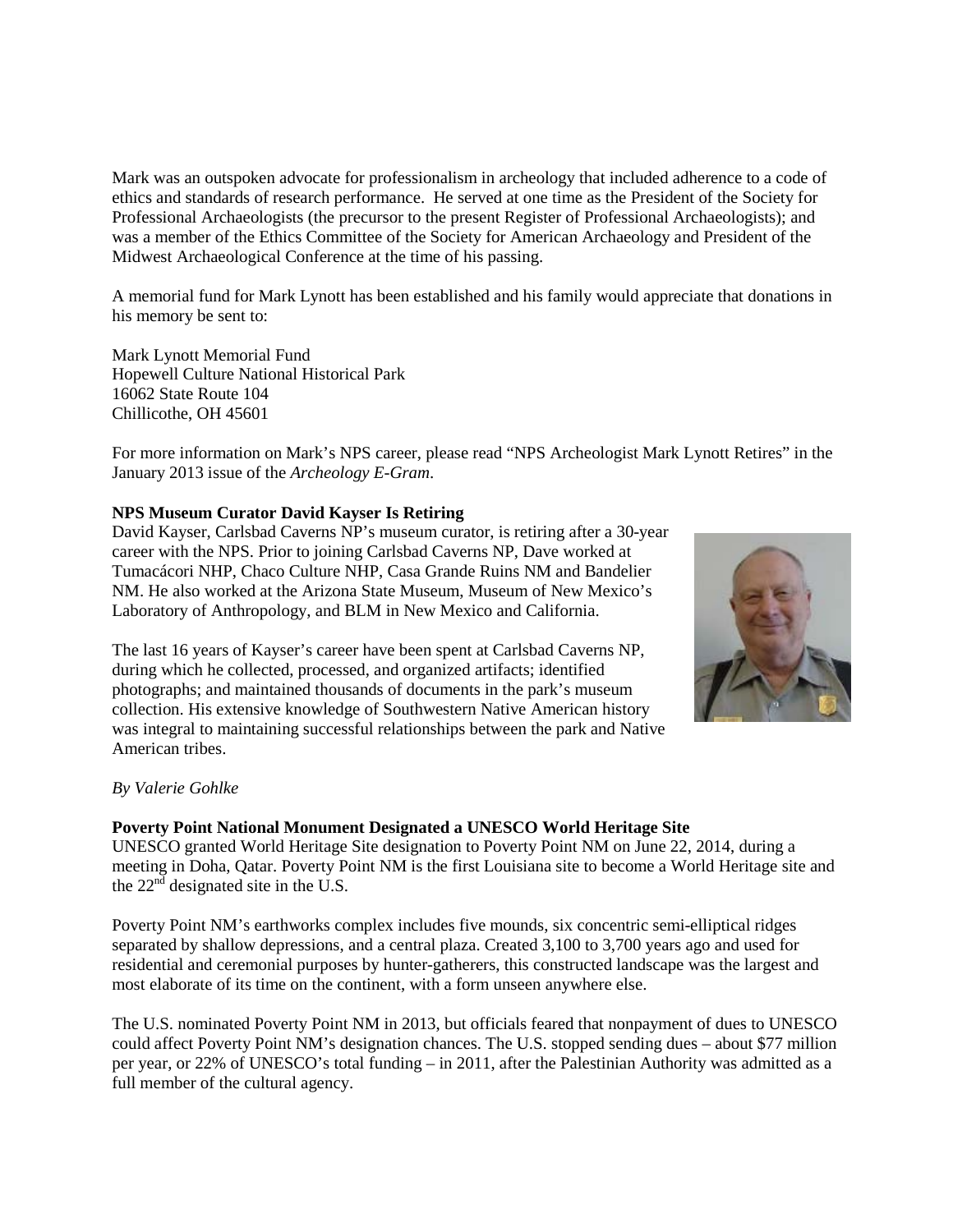Mark was an outspoken advocate for professionalism in archeology that included adherence to a code of ethics and standards of research performance. He served at one time as the President of the Society for Professional Archaeologists (the precursor to the present Register of Professional Archaeologists); and was a member of the Ethics Committee of the Society for American Archaeology and President of the Midwest Archaeological Conference at the time of his passing.

A memorial fund for Mark Lynott has been established and his family would appreciate that donations in his memory be sent to:

Mark Lynott Memorial Fund
Hopewell Culture National Historical Park
16062 State Route 104
Chillicothe, OH 45601

For more information on Mark's NPS career, please read "NPS Archeologist Mark Lynott Retires" in the January 2013 issue of the *Archeology E-Gram*.

**NPS Museum Curator David Kayser Is Retiring**

David Kayser, Carlsbad Caverns NP's museum curator, is retiring after a 30-year career with the NPS. Prior to joining Carlsbad Caverns NP, Dave worked at Tumacácori NHP, Chaco Culture NHP, Casa Grande Ruins NM and Bandelier NM. He also worked at the Arizona State Museum, Museum of New Mexico's Laboratory of Anthropology, and BLM in New Mexico and California.

The last 16 years of Kayser's career have been spent at Carlsbad Caverns NP, during which he collected, processed, and organized artifacts; identified photographs; and maintained thousands of documents in the park's museum collection. His extensive knowledge of Southwestern Native American history was integral to maintaining successful relationships between the park and Native American tribes.

*By Valerie Gohlke*

**Poverty Point National Monument Designated a UNESCO World Heritage Site**

UNESCO granted World Heritage Site designation to Poverty Point NM on June 22, 2014, during a meeting in Doha, Qatar. Poverty Point NM is the first Louisiana site to become a World Heritage site and the 22nd designated site in the U.S.

Poverty Point NM's earthworks complex includes five mounds, six concentric semi-elliptical ridges separated by shallow depressions, and a central plaza. Created 3,100 to 3,700 years ago and used for residential and ceremonial purposes by hunter-gatherers, this constructed landscape was the largest and most elaborate of its time on the continent, with a form unseen anywhere else.

The U.S. nominated Poverty Point NM in 2013, but officials feared that nonpayment of dues to UNESCO could affect Poverty Point NM's designation chances. The U.S. stopped sending dues – about $77 million per year, or 22% of UNESCO's total funding – in 2011, after the Palestinian Authority was admitted as a full member of the cultural agency.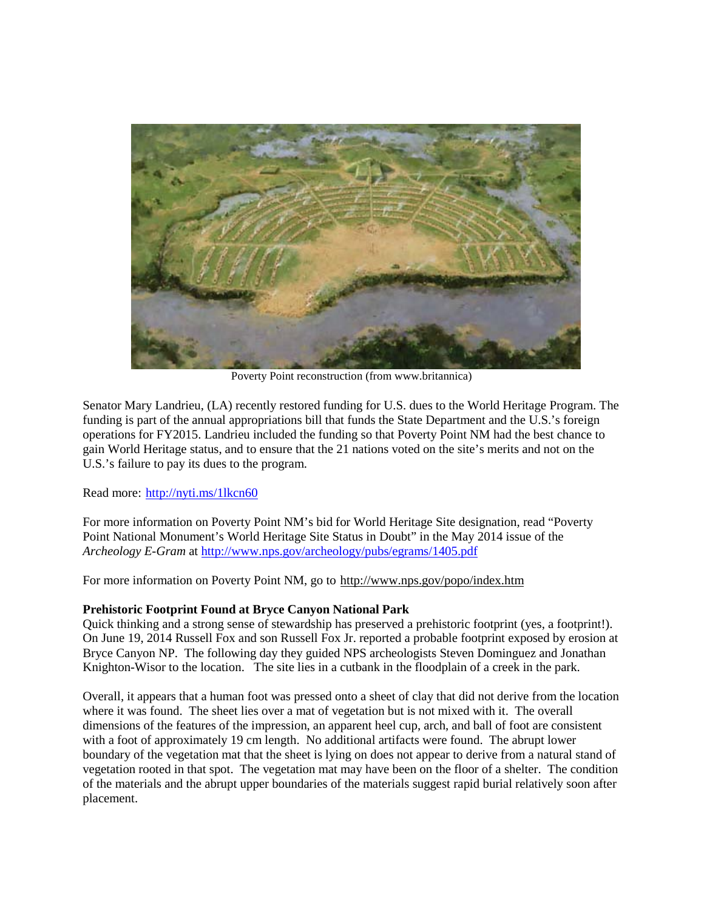Poverty Point reconstruction (from www.britannica)

Senator Mary Landrieu, (LA) recently restored funding for U.S. dues to the World Heritage Program. The funding is part of the annual appropriations bill that funds the State Department and the U.S.'s foreign operations for FY2015. Landrieu included the funding so that Poverty Point NM had the best chance to gain World Heritage status, and to ensure that the 21 nations voted on the site's merits and not on the U.S.'s failure to pay its dues to the program.

Read more: http://nyti.ms/1lkcn60

For more information on Poverty Point NM's bid for World Heritage Site designation, read "Poverty Point National Monument's World Heritage Site Status in Doubt" in the May 2014 issue of the *Archeology E-Gram* at http://www.nps.gov/archeology/pubs/egrams/1405.pdf

For more information on Poverty Point NM, go to http://www.nps.gov/popo/index.htm

**Prehistoric Footprint Found at Bryce Canyon National Park**

Quick thinking and a strong sense of stewardship has preserved a prehistoric footprint (yes, a footprint!). On June 19, 2014 Russell Fox and son Russell Fox Jr. reported a probable footprint exposed by erosion at Bryce Canyon NP. The following day they guided NPS archeologists Steven Dominguez and Jonathan Knighton-Wisor to the location. The site lies in a cutbank in the floodplain of a creek in the park.

Overall, it appears that a human foot was pressed onto a sheet of clay that did not derive from the location where it was found. The sheet lies over a mat of vegetation but is not mixed with it. The overall dimensions of the features of the impression, an apparent heel cup, arch, and ball of foot are consistent with a foot of approximately 19 cm length. No additional artifacts were found. The abrupt lower boundary of the vegetation mat that the sheet is lying on does not appear to derive from a natural stand of vegetation rooted in that spot. The vegetation mat may have been on the floor of a shelter. The condition of the materials and the abrupt upper boundaries of the materials suggest rapid burial relatively soon after placement.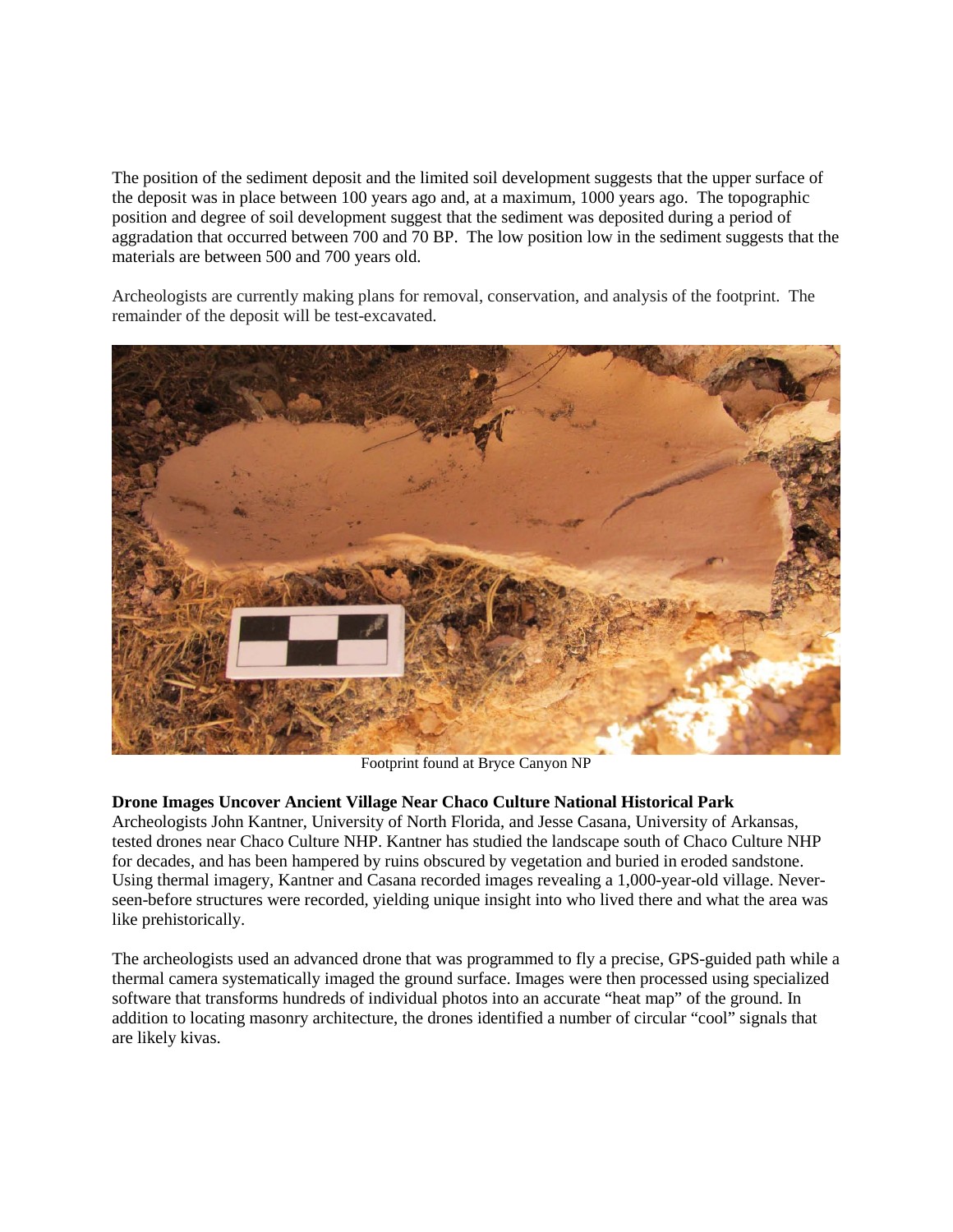The position of the sediment deposit and the limited soil development suggests that the upper surface of the deposit was in place between 100 years ago and, at a maximum, 1000 years ago. The topographic position and degree of soil development suggest that the sediment was deposited during a period of aggradation that occurred between 700 and 70 BP. The low position low in the sediment suggests that the materials are between 500 and 700 years old.

Archeologists are currently making plans for removal, conservation, and analysis of the footprint. The remainder of the deposit will be test-excavated.

Footprint found at Bryce Canyon NP

**Drone Images Uncover Ancient Village Near Chaco Culture National Historical Park**
Archeologists John Kantner, University of North Florida, and Jesse Casana, University of Arkansas, tested drones near Chaco Culture NHP. Kantner has studied the landscape south of Chaco Culture NHP for decades, and has been hampered by ruins obscured by vegetation and buried in eroded sandstone. Using thermal imagery, Kantner and Casana recorded images revealing a 1,000-year-old village. Never-seen-before structures were recorded, yielding unique insight into who lived there and what the area was like prehistorically.

The archeologists used an advanced drone that was programmed to fly a precise, GPS-guided path while a thermal camera systematically imaged the ground surface. Images were then processed using specialized software that transforms hundreds of individual photos into an accurate "heat map" of the ground. In addition to locating masonry architecture, the drones identified a number of circular "cool" signals that are likely kivas.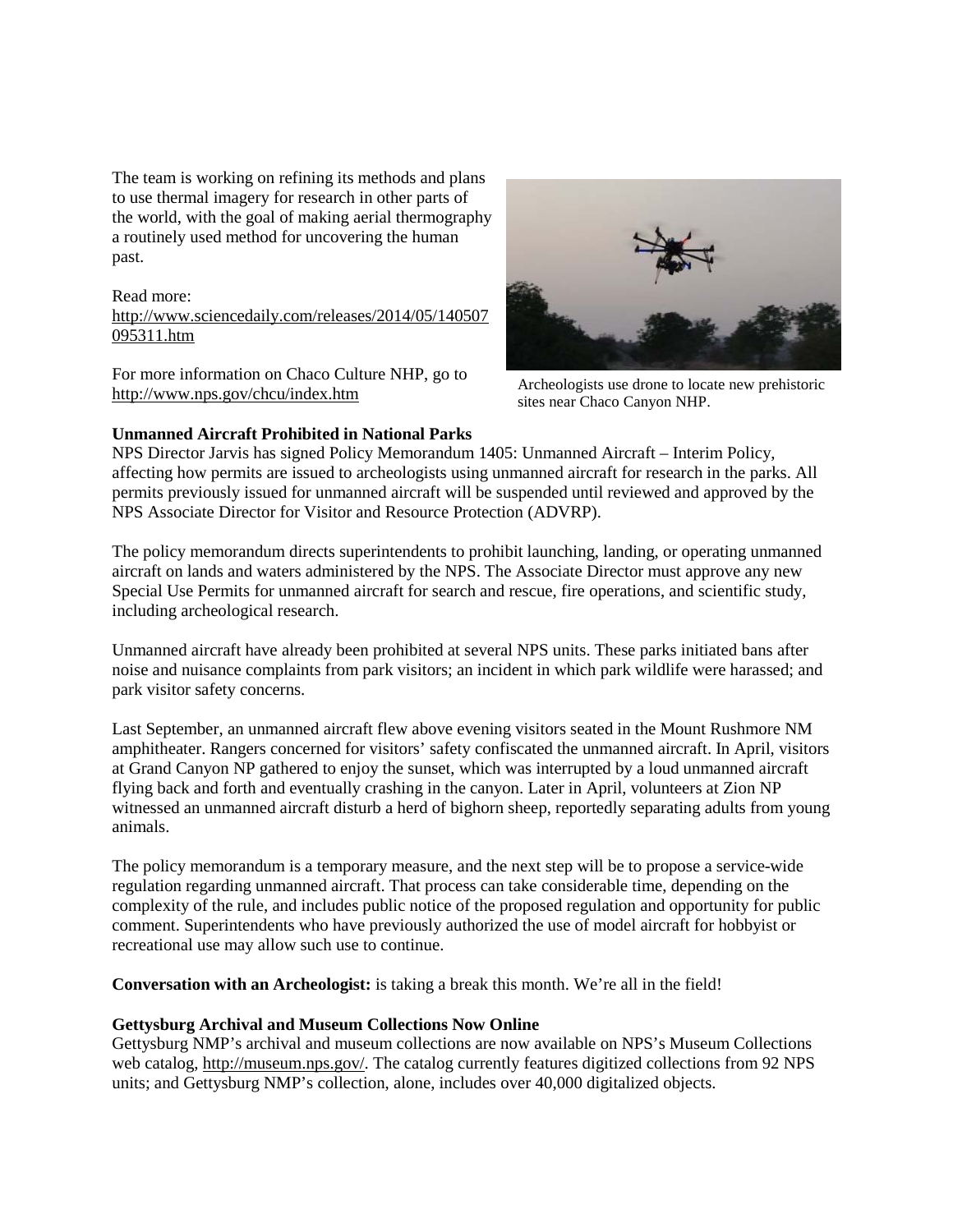The team is working on refining its methods and plans to use thermal imagery for research in other parts of the world, with the goal of making aerial thermography a routinely used method for uncovering the human past.

Read more: http://www.sciencedaily.com/releases/2014/05/140507095311.htm

For more information on Chaco Culture NHP, go to http://www.nps.gov/chcu/index.htm

Archeologists use drone to locate new prehistoric sites near Chaco Canyon NHP.

**Unmanned Aircraft Prohibited in National Parks**

NPS Director Jarvis has signed Policy Memorandum 1405: Unmanned Aircraft – Interim Policy, affecting how permits are issued to archeologists using unmanned aircraft for research in the parks. All permits previously issued for unmanned aircraft will be suspended until reviewed and approved by the NPS Associate Director for Visitor and Resource Protection (ADVRP).

The policy memorandum directs superintendents to prohibit launching, landing, or operating unmanned aircraft on lands and waters administered by the NPS. The Associate Director must approve any new Special Use Permits for unmanned aircraft for search and rescue, fire operations, and scientific study, including archeological research.

Unmanned aircraft have already been prohibited at several NPS units. These parks initiated bans after noise and nuisance complaints from park visitors; an incident in which park wildlife were harassed; and park visitor safety concerns.

Last September, an unmanned aircraft flew above evening visitors seated in the Mount Rushmore NM amphitheater. Rangers concerned for visitors' safety confiscated the unmanned aircraft. In April, visitors at Grand Canyon NP gathered to enjoy the sunset, which was interrupted by a loud unmanned aircraft flying back and forth and eventually crashing in the canyon. Later in April, volunteers at Zion NP witnessed an unmanned aircraft disturb a herd of bighorn sheep, reportedly separating adults from young animals.

The policy memorandum is a temporary measure, and the next step will be to propose a service-wide regulation regarding unmanned aircraft. That process can take considerable time, depending on the complexity of the rule, and includes public notice of the proposed regulation and opportunity for public comment. Superintendents who have previously authorized the use of model aircraft for hobbyist or recreational use may allow such use to continue.

**Conversation with an Archeologist:** is taking a break this month. We're all in the field!

**Gettysburg Archival and Museum Collections Now Online**

Gettysburg NMP's archival and museum collections are now available on NPS's Museum Collections web catalog, http://museum.nps.gov/. The catalog currently features digitized collections from 92 NPS units; and Gettysburg NMP's collection, alone, includes over 40,000 digitalized objects.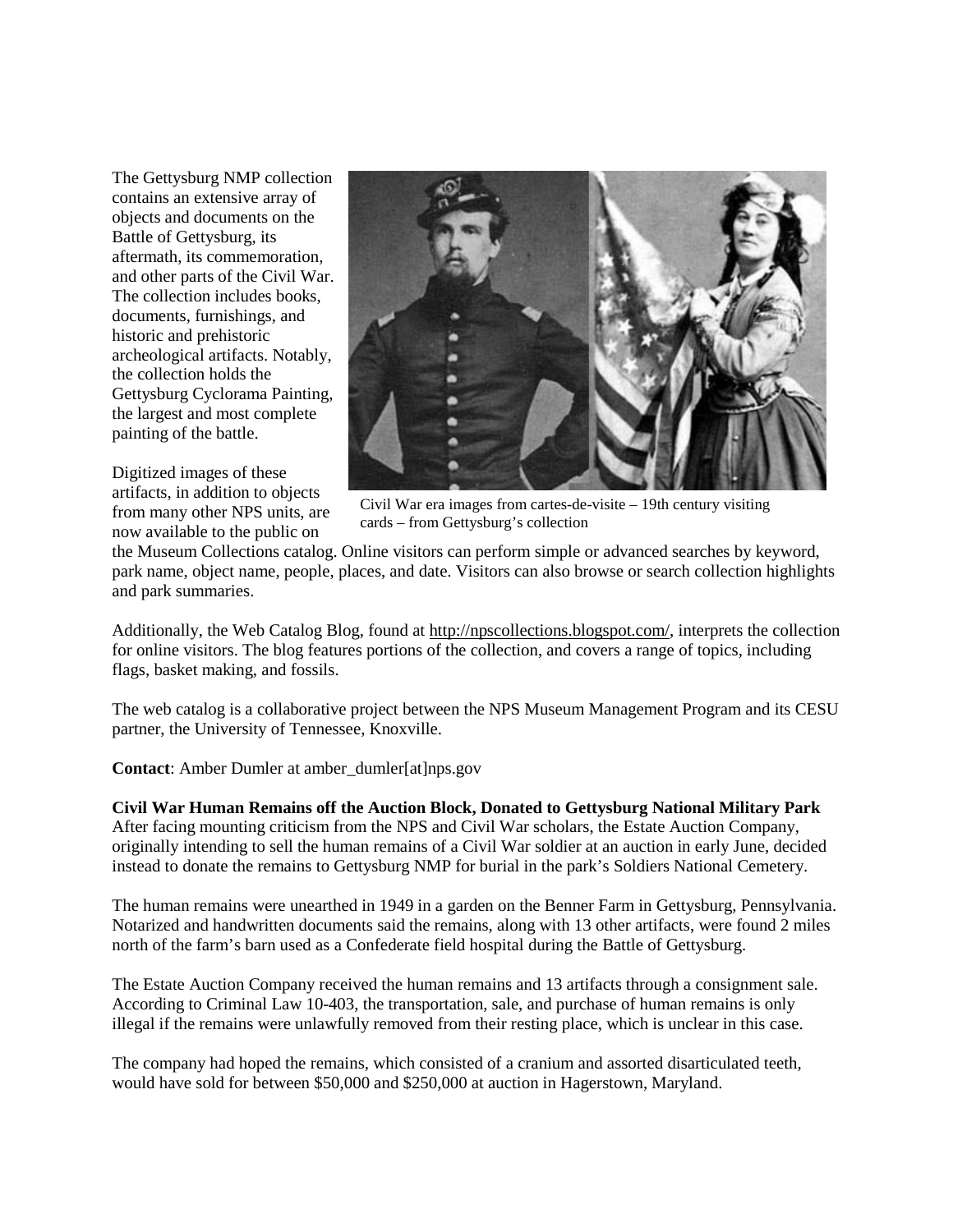The Gettysburg NMP collection contains an extensive array of objects and documents on the Battle of Gettysburg, its aftermath, its commemoration, and other parts of the Civil War. The collection includes books, documents, furnishings, and historic and prehistoric archeological artifacts. Notably, the collection holds the Gettysburg Cyclorama Painting, the largest and most complete painting of the battle.

Civil War era images from cartes-de-visite – 19th century visiting cards – from Gettysburg's collection

Digitized images of these artifacts, in addition to objects from many other NPS units, are now available to the public on the Museum Collections catalog. Online visitors can perform simple or advanced searches by keyword, park name, object name, people, places, and date. Visitors can also browse or search collection highlights and park summaries.

Additionally, the Web Catalog Blog, found at http://npscollections.blogspot.com/, interprets the collection for online visitors. The blog features portions of the collection, and covers a range of topics, including flags, basket making, and fossils.

The web catalog is a collaborative project between the NPS Museum Management Program and its CESU partner, the University of Tennessee, Knoxville.

**Contact**: Amber Dumler at amber_dumler[at]nps.gov

**Civil War Human Remains off the Auction Block, Donated to Gettysburg National Military Park**

After facing mounting criticism from the NPS and Civil War scholars, the Estate Auction Company, originally intending to sell the human remains of a Civil War soldier at an auction in early June, decided instead to donate the remains to Gettysburg NMP for burial in the park's Soldiers National Cemetery.

The human remains were unearthed in 1949 in a garden on the Benner Farm in Gettysburg, Pennsylvania. Notarized and handwritten documents said the remains, along with 13 other artifacts, were found 2 miles north of the farm's barn used as a Confederate field hospital during the Battle of Gettysburg.

The Estate Auction Company received the human remains and 13 artifacts through a consignment sale. According to Criminal Law 10-403, the transportation, sale, and purchase of human remains is only illegal if the remains were unlawfully removed from their resting place, which is unclear in this case.

The company had hoped the remains, which consisted of a cranium and assorted disarticulated teeth, would have sold for between $50,000 and $250,000 at auction in Hagerstown, Maryland.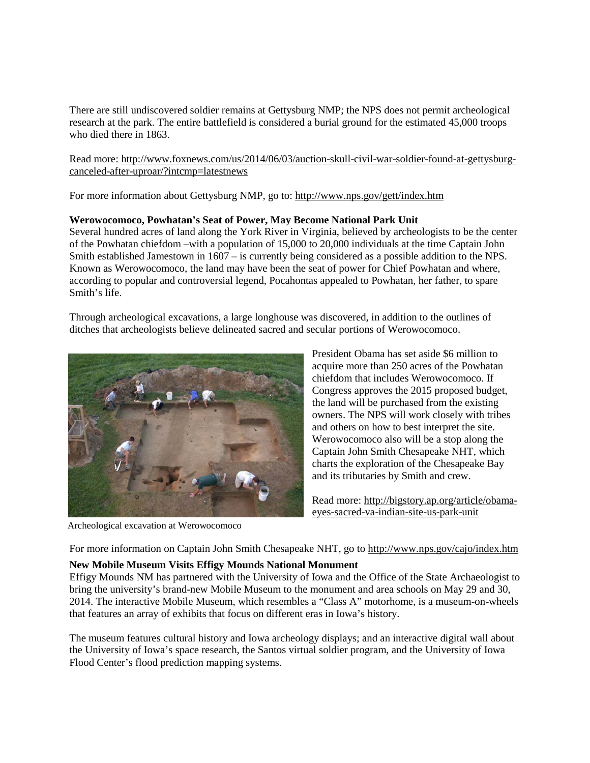There are still undiscovered soldier remains at Gettysburg NMP; the NPS does not permit archeological research at the park. The entire battlefield is considered a burial ground for the estimated 45,000 troops who died there in 1863.

Read more: http://www.foxnews.com/us/2014/06/03/auction-skull-civil-war-soldier-found-at-gettysburg-canceled-after-uproar/?intcmp=latestnews

For more information about Gettysburg NMP, go to: http://www.nps.gov/gett/index.htm

**Werowocomoco, Powhatan's Seat of Power, May Become National Park Unit**

Several hundred acres of land along the York River in Virginia, believed by archeologists to be the center of the Powhatan chiefdom –with a population of 15,000 to 20,000 individuals at the time Captain John Smith established Jamestown in 1607 – is currently being considered as a possible addition to the NPS. Known as Werowocomoco, the land may have been the seat of power for Chief Powhatan and where, according to popular and controversial legend, Pocahontas appealed to Powhatan, her father, to spare Smith's life.

Through archeological excavations, a large longhouse was discovered, in addition to the outlines of ditches that archeologists believe delineated sacred and secular portions of Werowocomoco.

Archeological excavation at Werowocomoco

President Obama has set aside $6 million to acquire more than 250 acres of the Powhatan chiefdom that includes Werowocomoco. If Congress approves the 2015 proposed budget, the land will be purchased from the existing owners. The NPS will work closely with tribes and others on how to best interpret the site. Werowocomoco also will be a stop along the Captain John Smith Chesapeake NHT, which charts the exploration of the Chesapeake Bay and its tributaries by Smith and crew.

Read more: http://bigstory.ap.org/article/obama-eyes-sacred-va-indian-site-us-park-unit

For more information on Captain John Smith Chesapeake NHT, go to http://www.nps.gov/cajo/index.htm

**New Mobile Museum Visits Effigy Mounds National Monument**

Effigy Mounds NM has partnered with the University of Iowa and the Office of the State Archaeologist to bring the university's brand-new Mobile Museum to the monument and area schools on May 29 and 30, 2014. The interactive Mobile Museum, which resembles a "Class A" motorhome, is a museum-on-wheels that features an array of exhibits that focus on different eras in Iowa's history.

The museum features cultural history and Iowa archeology displays; and an interactive digital wall about the University of Iowa's space research, the Santos virtual soldier program, and the University of Iowa Flood Center's flood prediction mapping systems.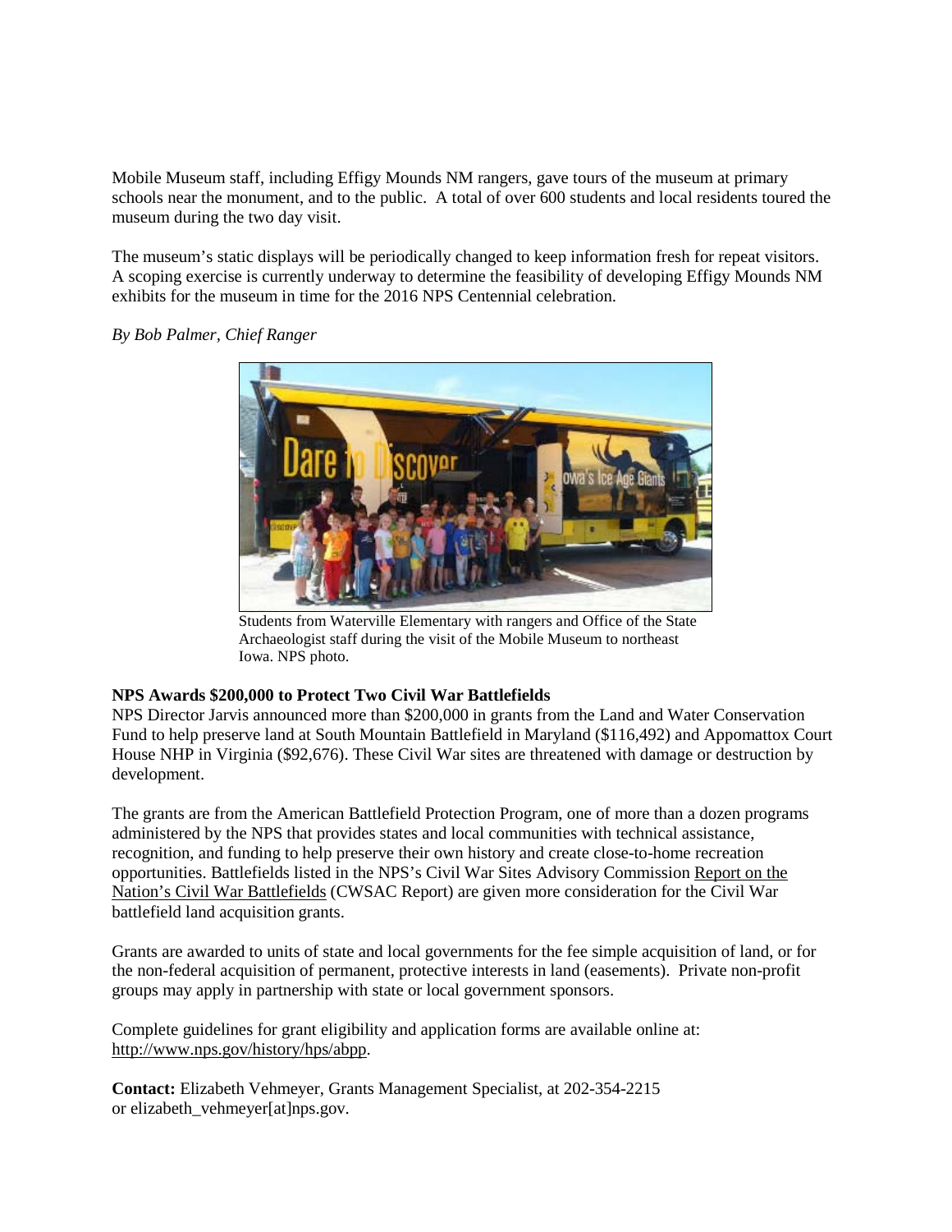Mobile Museum staff, including Effigy Mounds NM rangers, gave tours of the museum at primary schools near the monument, and to the public. A total of over 600 students and local residents toured the museum during the two day visit.

The museum's static displays will be periodically changed to keep information fresh for repeat visitors. A scoping exercise is currently underway to determine the feasibility of developing Effigy Mounds NM exhibits for the museum in time for the 2016 NPS Centennial celebration.

*By Bob Palmer, Chief Ranger*

Students from Waterville Elementary with rangers and Office of the State Archaeologist staff during the visit of the Mobile Museum to northeast Iowa. NPS photo.

**NPS Awards $200,000 to Protect Two Civil War Battlefields**

NPS Director Jarvis announced more than $200,000 in grants from the Land and Water Conservation Fund to help preserve land at South Mountain Battlefield in Maryland ($116,492) and Appomattox Court House NHP in Virginia ($92,676). These Civil War sites are threatened with damage or destruction by development.

The grants are from the American Battlefield Protection Program, one of more than a dozen programs administered by the NPS that provides states and local communities with technical assistance, recognition, and funding to help preserve their own history and create close-to-home recreation opportunities. Battlefields listed in the NPS's Civil War Sites Advisory Commission Report on the Nation's Civil War Battlefields (CWSAC Report) are given more consideration for the Civil War battlefield land acquisition grants.

Grants are awarded to units of state and local governments for the fee simple acquisition of land, or for the non-federal acquisition of permanent, protective interests in land (easements). Private non-profit groups may apply in partnership with state or local government sponsors.

Complete guidelines for grant eligibility and application forms are available online at: http://www.nps.gov/history/hps/abpp.

**Contact:** Elizabeth Vehmeyer, Grants Management Specialist, at 202-354-2215 or elizabeth_vehmeyer[at]nps.gov.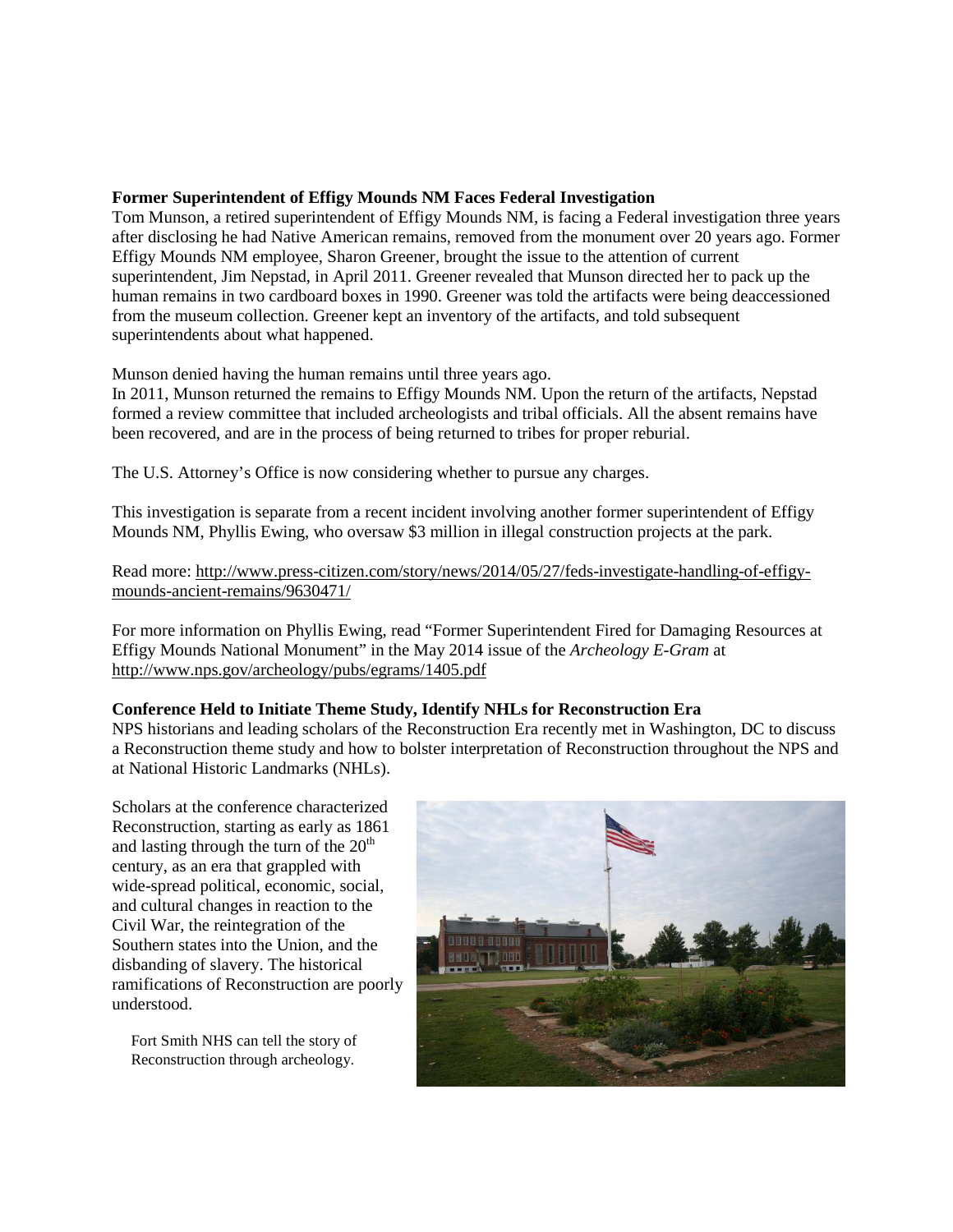**Former Superintendent of Effigy Mounds NM Faces Federal Investigation**

Tom Munson, a retired superintendent of Effigy Mounds NM, is facing a Federal investigation three years after disclosing he had Native American remains, removed from the monument over 20 years ago. Former Effigy Mounds NM employee, Sharon Greener, brought the issue to the attention of current superintendent, Jim Nepstad, in April 2011. Greener revealed that Munson directed her to pack up the human remains in two cardboard boxes in 1990. Greener was told the artifacts were being deaccessioned from the museum collection. Greener kept an inventory of the artifacts, and told subsequent superintendents about what happened.

Munson denied having the human remains until three years ago.

In 2011, Munson returned the remains to Effigy Mounds NM. Upon the return of the artifacts, Nepstad formed a review committee that included archeologists and tribal officials. All the absent remains have been recovered, and are in the process of being returned to tribes for proper reburial.

The U.S. Attorney's Office is now considering whether to pursue any charges.

This investigation is separate from a recent incident involving another former superintendent of Effigy Mounds NM, Phyllis Ewing, who oversaw $3 million in illegal construction projects at the park.

Read more: http://www.press-citizen.com/story/news/2014/05/27/feds-investigate-handling-of-effigy-mounds-ancient-remains/9630471/

For more information on Phyllis Ewing, read "Former Superintendent Fired for Damaging Resources at Effigy Mounds National Monument" in the May 2014 issue of the *Archeology E-Gram* at http://www.nps.gov/archeology/pubs/egrams/1405.pdf

**Conference Held to Initiate Theme Study, Identify NHLs for Reconstruction Era**

NPS historians and leading scholars of the Reconstruction Era recently met in Washington, DC to discuss a Reconstruction theme study and how to bolster interpretation of Reconstruction throughout the NPS and at National Historic Landmarks (NHLs).

Scholars at the conference characterized Reconstruction, starting as early as 1861 and lasting through the turn of the 20th century, as an era that grappled with wide-spread political, economic, social, and cultural changes in reaction to the Civil War, the reintegration of the Southern states into the Union, and the disbanding of slavery. The historical ramifications of Reconstruction are poorly understood.

Fort Smith NHS can tell the story of Reconstruction through archeology.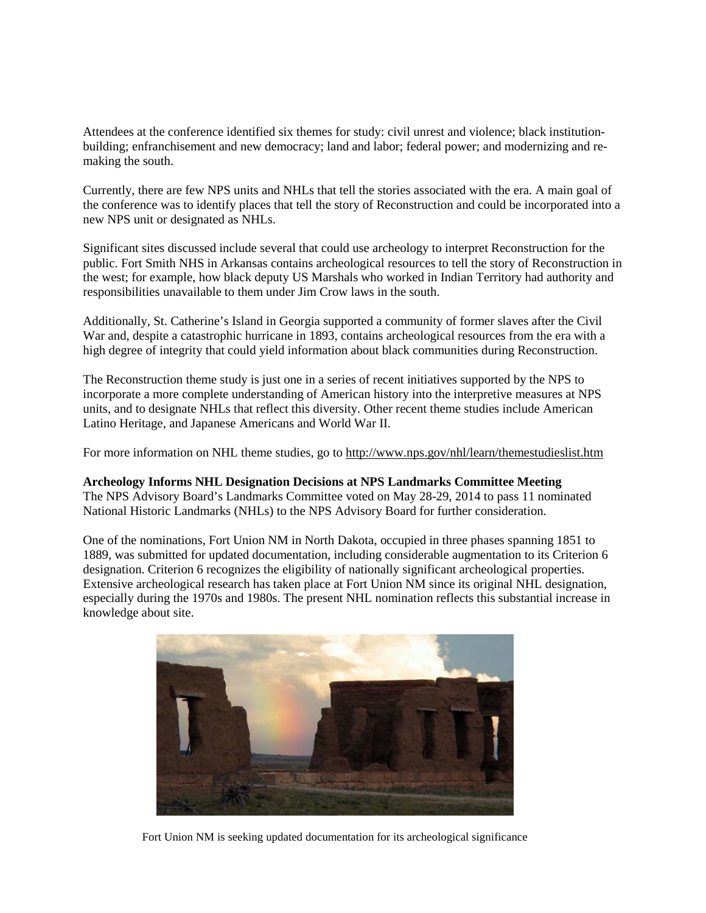Attendees at the conference identified six themes for study: civil unrest and violence; black institution-building; enfranchisement and new democracy; land and labor; federal power; and modernizing and re-making the south.

Currently, there are few NPS units and NHLs that tell the stories associated with the era. A main goal of the conference was to identify places that tell the story of Reconstruction and could be incorporated into a new NPS unit or designated as NHLs.

Significant sites discussed include several that could use archeology to interpret Reconstruction for the public. Fort Smith NHS in Arkansas contains archeological resources to tell the story of Reconstruction in the west; for example, how black deputy US Marshals who worked in Indian Territory had authority and responsibilities unavailable to them under Jim Crow laws in the south.

Additionally, St. Catherine's Island in Georgia supported a community of former slaves after the Civil War and, despite a catastrophic hurricane in 1893, contains archeological resources from the era with a high degree of integrity that could yield information about black communities during Reconstruction.

The Reconstruction theme study is just one in a series of recent initiatives supported by the NPS to incorporate a more complete understanding of American history into the interpretive measures at NPS units, and to designate NHLs that reflect this diversity. Other recent theme studies include American Latino Heritage, and Japanese Americans and World War II.

For more information on NHL theme studies, go to http://www.nps.gov/nhl/learn/themestudieslist.htm

**Archeology Informs NHL Designation Decisions at NPS Landmarks Committee Meeting**

The NPS Advisory Board's Landmarks Committee voted on May 28-29, 2014 to pass 11 nominated National Historic Landmarks (NHLs) to the NPS Advisory Board for further consideration.

One of the nominations, Fort Union NM in North Dakota, occupied in three phases spanning 1851 to 1889, was submitted for updated documentation, including considerable augmentation to its Criterion 6 designation. Criterion 6 recognizes the eligibility of nationally significant archeological properties. Extensive archeological research has taken place at Fort Union NM since its original NHL designation, especially during the 1970s and 1980s. The present NHL nomination reflects this substantial increase in knowledge about site.

Fort Union NM is seeking updated documentation for its archeological significance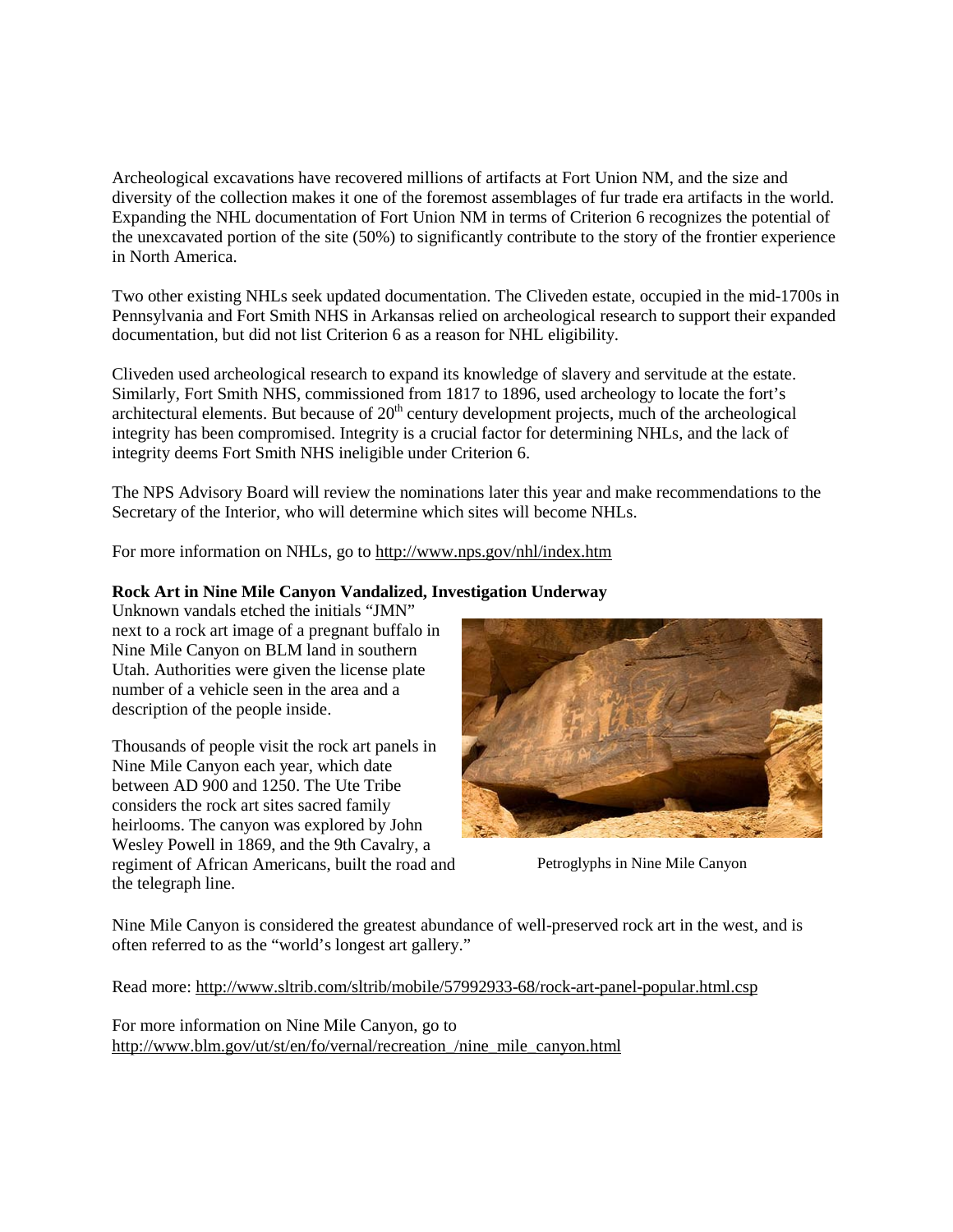Archeological excavations have recovered millions of artifacts at Fort Union NM, and the size and diversity of the collection makes it one of the foremost assemblages of fur trade era artifacts in the world. Expanding the NHL documentation of Fort Union NM in terms of Criterion 6 recognizes the potential of the unexcavated portion of the site (50%) to significantly contribute to the story of the frontier experience in North America.

Two other existing NHLs seek updated documentation. The Cliveden estate, occupied in the mid-1700s in Pennsylvania and Fort Smith NHS in Arkansas relied on archeological research to support their expanded documentation, but did not list Criterion 6 as a reason for NHL eligibility.

Cliveden used archeological research to expand its knowledge of slavery and servitude at the estate. Similarly, Fort Smith NHS, commissioned from 1817 to 1896, used archeology to locate the fort's architectural elements. But because of 20th century development projects, much of the archeological integrity has been compromised. Integrity is a crucial factor for determining NHLs, and the lack of integrity deems Fort Smith NHS ineligible under Criterion 6.

The NPS Advisory Board will review the nominations later this year and make recommendations to the Secretary of the Interior, who will determine which sites will become NHLs.

For more information on NHLs, go to http://www.nps.gov/nhl/index.htm

**Rock Art in Nine Mile Canyon Vandalized, Investigation Underway**

Unknown vandals etched the initials "JMN" next to a rock art image of a pregnant buffalo in Nine Mile Canyon on BLM land in southern Utah. Authorities were given the license plate number of a vehicle seen in the area and a description of the people inside.

Thousands of people visit the rock art panels in Nine Mile Canyon each year, which date between AD 900 and 1250. The Ute Tribe considers the rock art sites sacred family heirlooms. The canyon was explored by John Wesley Powell in 1869, and the 9th Cavalry, a regiment of African Americans, built the road and the telegraph line.

Petroglyphs in Nine Mile Canyon

Nine Mile Canyon is considered the greatest abundance of well-preserved rock art in the west, and is often referred to as the "world's longest art gallery."

Read more: http://www.sltrib.com/sltrib/mobile/57992933-68/rock-art-panel-popular.html.csp

For more information on Nine Mile Canyon, go to http://www.blm.gov/ut/st/en/fo/vernal/recreation_/nine_mile_canyon.html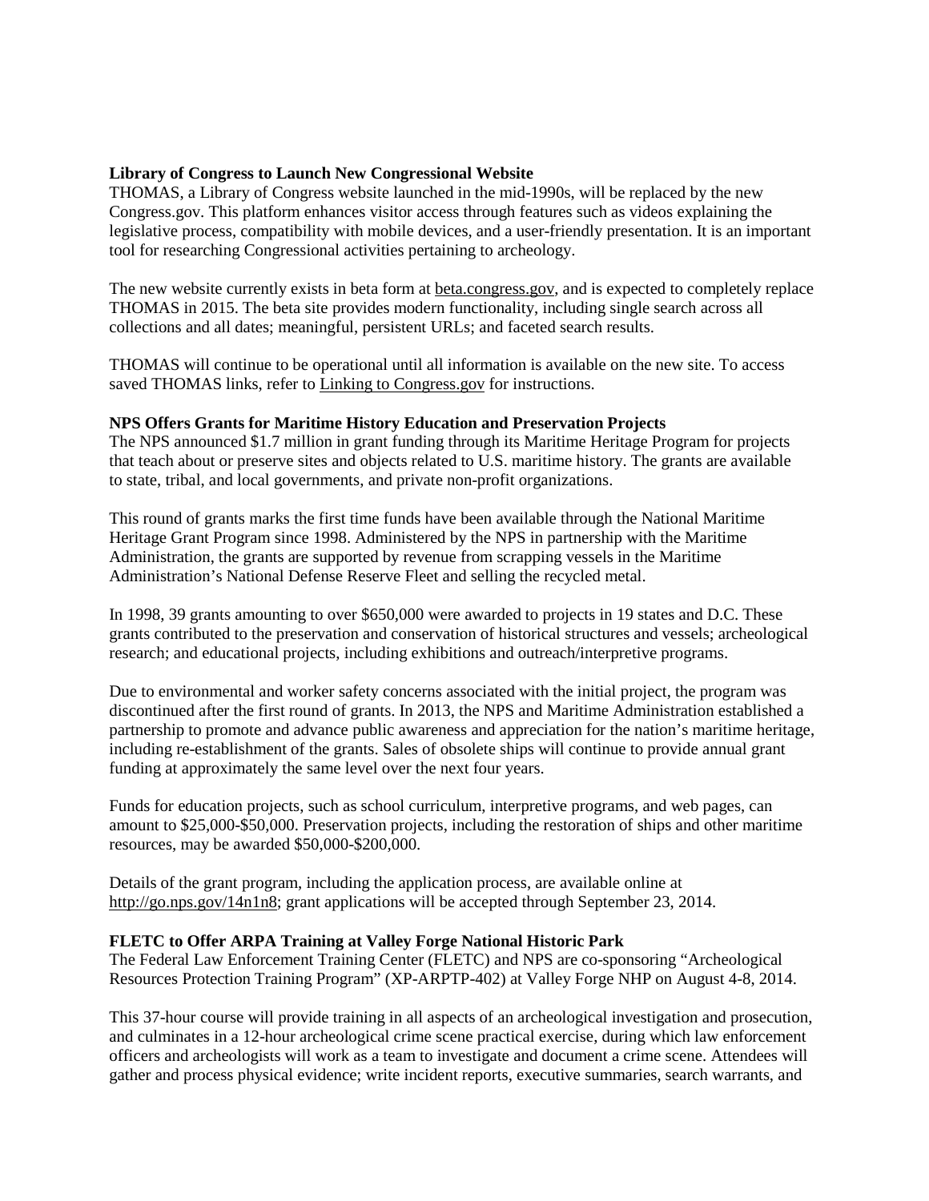**Library of Congress to Launch New Congressional Website**

THOMAS, a Library of Congress website launched in the mid-1990s, will be replaced by the new Congress.gov. This platform enhances visitor access through features such as videos explaining the legislative process, compatibility with mobile devices, and a user-friendly presentation. It is an important tool for researching Congressional activities pertaining to archeology.

The new website currently exists in beta form at beta.congress.gov, and is expected to completely replace THOMAS in 2015. The beta site provides modern functionality, including single search across all collections and all dates; meaningful, persistent URLs; and faceted search results.

THOMAS will continue to be operational until all information is available on the new site. To access saved THOMAS links, refer to Linking to Congress.gov for instructions.

**NPS Offers Grants for Maritime History Education and Preservation Projects**

The NPS announced $1.7 million in grant funding through its Maritime Heritage Program for projects that teach about or preserve sites and objects related to U.S. maritime history. The grants are available to state, tribal, and local governments, and private non-profit organizations.

This round of grants marks the first time funds have been available through the National Maritime Heritage Grant Program since 1998. Administered by the NPS in partnership with the Maritime Administration, the grants are supported by revenue from scrapping vessels in the Maritime Administration's National Defense Reserve Fleet and selling the recycled metal.

In 1998, 39 grants amounting to over $650,000 were awarded to projects in 19 states and D.C. These grants contributed to the preservation and conservation of historical structures and vessels; archeological research; and educational projects, including exhibitions and outreach/interpretive programs.

Due to environmental and worker safety concerns associated with the initial project, the program was discontinued after the first round of grants. In 2013, the NPS and Maritime Administration established a partnership to promote and advance public awareness and appreciation for the nation's maritime heritage, including re-establishment of the grants. Sales of obsolete ships will continue to provide annual grant funding at approximately the same level over the next four years.

Funds for education projects, such as school curriculum, interpretive programs, and web pages, can amount to $25,000-$50,000. Preservation projects, including the restoration of ships and other maritime resources, may be awarded $50,000-$200,000.

Details of the grant program, including the application process, are available online at http://go.nps.gov/14n1n8; grant applications will be accepted through September 23, 2014.

**FLETC to Offer ARPA Training at Valley Forge National Historic Park**

The Federal Law Enforcement Training Center (FLETC) and NPS are co-sponsoring "Archeological Resources Protection Training Program" (XP-ARPTP-402) at Valley Forge NHP on August 4-8, 2014.

This 37-hour course will provide training in all aspects of an archeological investigation and prosecution, and culminates in a 12-hour archeological crime scene practical exercise, during which law enforcement officers and archeologists will work as a team to investigate and document a crime scene. Attendees will gather and process physical evidence; write incident reports, executive summaries, search warrants, and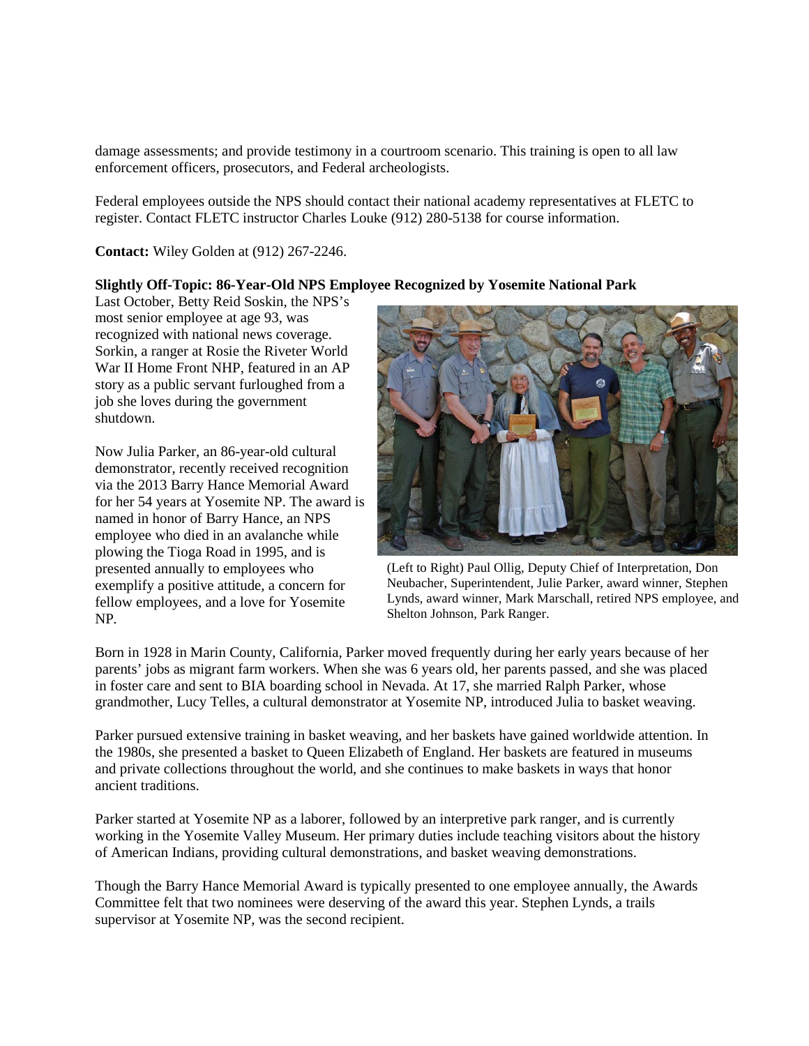damage assessments; and provide testimony in a courtroom scenario. This training is open to all law enforcement officers, prosecutors, and Federal archeologists.

Federal employees outside the NPS should contact their national academy representatives at FLETC to register. Contact FLETC instructor Charles Louke (912) 280-5138 for course information.

**Contact:** Wiley Golden at (912) 267-2246.

**Slightly Off-Topic: 86-Year-Old NPS Employee Recognized by Yosemite National Park**

Last October, Betty Reid Soskin, the NPS's most senior employee at age 93, was recognized with national news coverage. Sorkin, a ranger at Rosie the Riveter World War II Home Front NHP, featured in an AP story as a public servant furloughed from a job she loves during the government shutdown.

Now Julia Parker, an 86-year-old cultural demonstrator, recently received recognition via the 2013 Barry Hance Memorial Award for her 54 years at Yosemite NP. The award is named in honor of Barry Hance, an NPS employee who died in an avalanche while plowing the Tioga Road in 1995, and is presented annually to employees who exemplify a positive attitude, a concern for fellow employees, and a love for Yosemite NP.

(Left to Right) Paul Ollig, Deputy Chief of Interpretation, Don Neubacher, Superintendent, Julie Parker, award winner, Stephen Lynds, award winner, Mark Marschall, retired NPS employee, and Shelton Johnson, Park Ranger.

Born in 1928 in Marin County, California, Parker moved frequently during her early years because of her parents' jobs as migrant farm workers. When she was 6 years old, her parents passed, and she was placed in foster care and sent to BIA boarding school in Nevada. At 17, she married Ralph Parker, whose grandmother, Lucy Telles, a cultural demonstrator at Yosemite NP, introduced Julia to basket weaving.

Parker pursued extensive training in basket weaving, and her baskets have gained worldwide attention. In the 1980s, she presented a basket to Queen Elizabeth of England. Her baskets are featured in museums and private collections throughout the world, and she continues to make baskets in ways that honor ancient traditions.

Parker started at Yosemite NP as a laborer, followed by an interpretive park ranger, and is currently working in the Yosemite Valley Museum. Her primary duties include teaching visitors about the history of American Indians, providing cultural demonstrations, and basket weaving demonstrations.

Though the Barry Hance Memorial Award is typically presented to one employee annually, the Awards Committee felt that two nominees were deserving of the award this year. Stephen Lynds, a trails supervisor at Yosemite NP, was the second recipient.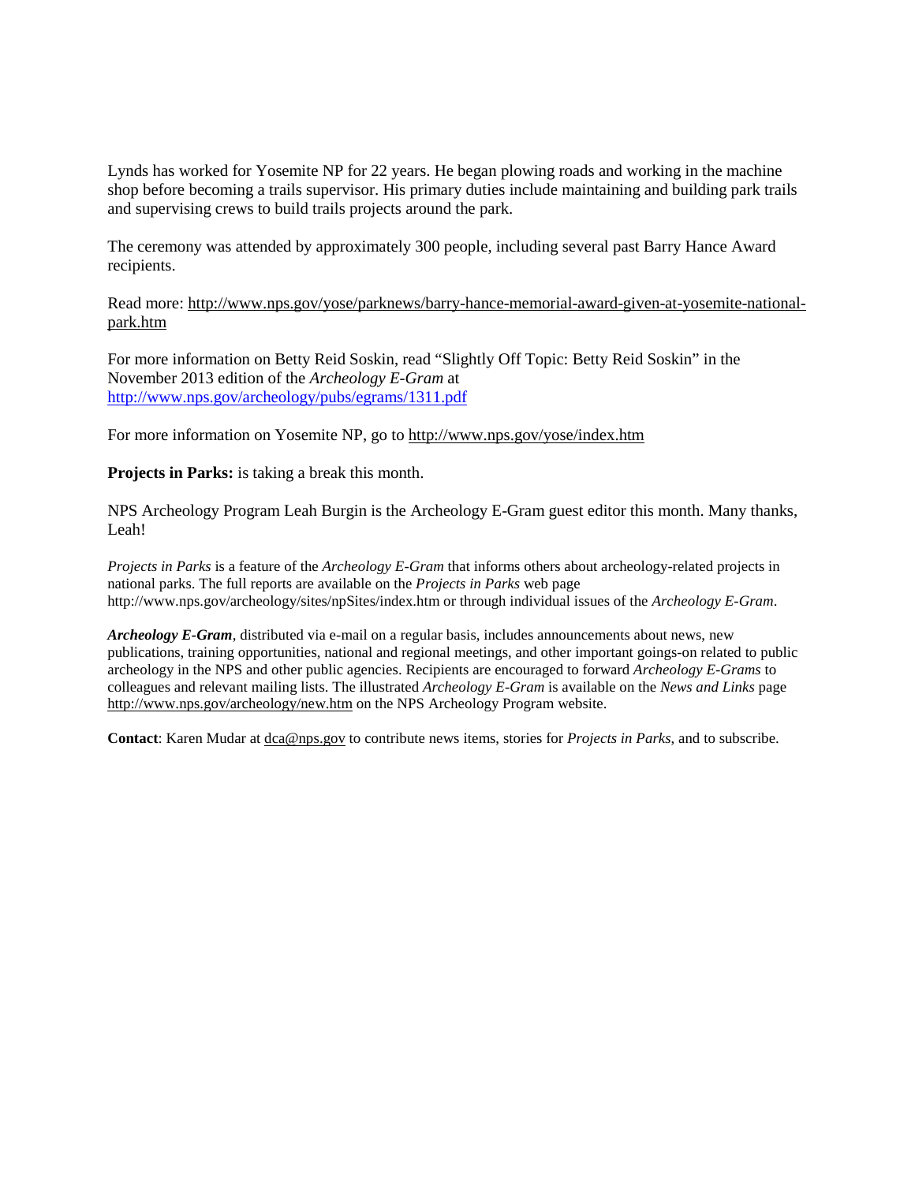Lynds has worked for Yosemite NP for 22 years. He began plowing roads and working in the machine shop before becoming a trails supervisor. His primary duties include maintaining and building park trails and supervising crews to build trails projects around the park.

The ceremony was attended by approximately 300 people, including several past Barry Hance Award recipients.

Read more: http://www.nps.gov/yose/parknews/barry-hance-memorial-award-given-at-yosemite-national-park.htm

For more information on Betty Reid Soskin, read "Slightly Off Topic: Betty Reid Soskin" in the November 2013 edition of the *Archeology E-Gram* at http://www.nps.gov/archeology/pubs/egrams/1311.pdf

For more information on Yosemite NP, go to http://www.nps.gov/yose/index.htm

**Projects in Parks:** is taking a break this month.

NPS Archeology Program Leah Burgin is the Archeology E-Gram guest editor this month. Many thanks, Leah!

*Projects in Parks* is a feature of the *Archeology E-Gram* that informs others about archeology-related projects in national parks. The full reports are available on the *Projects in Parks* web page http://www.nps.gov/archeology/sites/npSites/index.htm or through individual issues of the *Archeology E-Gram*.

***Archeology E-Gram***, distributed via e-mail on a regular basis, includes announcements about news, new publications, training opportunities, national and regional meetings, and other important goings-on related to public archeology in the NPS and other public agencies. Recipients are encouraged to forward *Archeology E-Grams* to colleagues and relevant mailing lists. The illustrated *Archeology E-Gram* is available on the *News and Links* page http://www.nps.gov/archeology/new.htm on the NPS Archeology Program website.

**Contact**: Karen Mudar at dca@nps.gov to contribute news items, stories for *Projects in Parks*, and to subscribe.